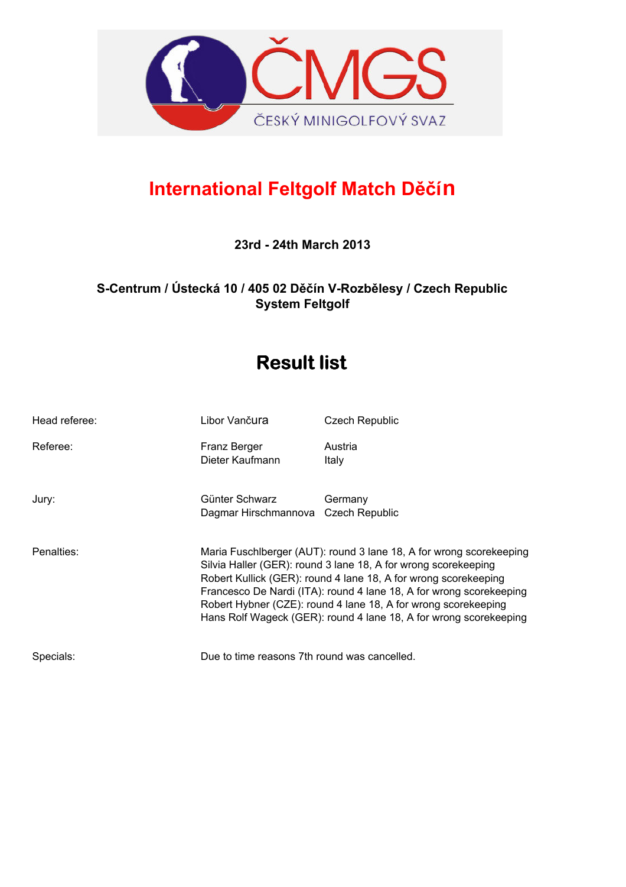ČMGS

ČESKÝ MINIGOLFOVÝ SVAZ

# International Feltgolf Match Děčín

**23rd - 24th March 2013**

**S-Centrum / Ústecká 10 / 405 02 Děčín V-Rozbělesy / Czech Republic**
**System Feltgolf**

## Result list

| | | |
|---|---|---|
| Head referee: | Libor Vančura | Czech Republic |
| Referee: | Franz Berger | Austria |
| | Dieter Kaufmann | Italy |
| Jury: | Günter Schwarz | Germany |
| | Dagmar Hirschmannova | Czech Republic |

Penalties:

Maria Fuschlberger (AUT): round 3 lane 18, A for wrong scorekeeping
Silvia Haller (GER): round 3 lane 18, A for wrong scorekeeping
Robert Kullick (GER): round 4 lane 18, A for wrong scorekeeping
Francesco De Nardi (ITA): round 4 lane 18, A for wrong scorekeeping
Robert Hybner (CZE): round 4 lane 18, A for wrong scorekeeping
Hans Rolf Wageck (GER): round 4 lane 18, A for wrong scorekeeping

Specials:

Due to time reasons 7th round was cancelled.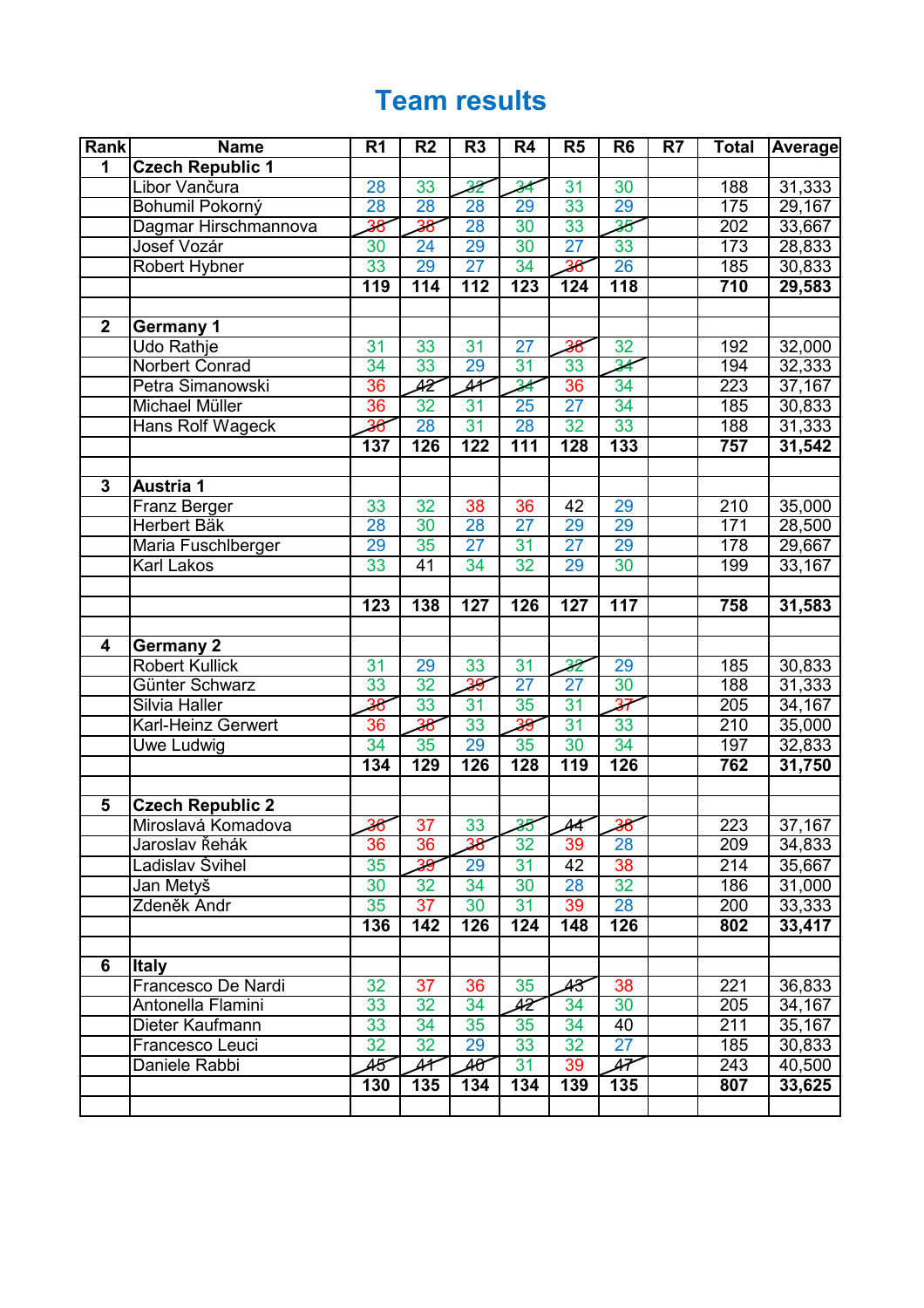# Team results

| Rank | Name | R1 | R2 | R3 | R4 | R5 | R6 | R7 | Total | Average |
|---|---|---|---|---|---|---|---|---|---|---|
| 1 | **Czech Republic 1** | | | | | | | | | |
| | Libor Vančura | 28 | 33 | ~~32~~ | ~~34~~ | 31 | 30 | | 188 | 31,333 |
| | Bohumil Pokorný | 28 | 28 | 28 | 29 | 33 | 29 | | 175 | 29,167 |
| | Dagmar Hirschmannova | ~~38~~ | ~~38~~ | 28 | 30 | 33 | ~~35~~ | | 202 | 33,667 |
| | Josef Vozár | 30 | 24 | 29 | 30 | 27 | 33 | | 173 | 28,833 |
| | Robert Hybner | 33 | 29 | 27 | 34 | ~~36~~ | 26 | | 185 | 30,833 |
| | | **119** | **114** | **112** | **123** | **124** | **118** | | **710** | **29,583** |
| | | | | | | | | | | |
| 2 | **Germany 1** | | | | | | | | | |
| | Udo Rathje | 31 | 33 | 31 | 27 | ~~38~~ | 32 | | 192 | 32,000 |
| | Norbert Conrad | 34 | 33 | 29 | 31 | 33 | ~~34~~ | | 194 | 32,333 |
| | Petra Simanowski | 36 | ~~42~~ | ~~41~~ | ~~34~~ | 36 | 34 | | 223 | 37,167 |
| | Michael Müller | 36 | 32 | 31 | 25 | 27 | 34 | | 185 | 30,833 |
| | Hans Rolf Wageck | ~~36~~ | 28 | 31 | 28 | 32 | 33 | | 188 | 31,333 |
| | | **137** | **126** | **122** | **111** | **128** | **133** | | **757** | **31,542** |
| | | | | | | | | | | |
| 3 | **Austria 1** | | | | | | | | | |
| | Franz Berger | 33 | 32 | 38 | 36 | 42 | 29 | | 210 | 35,000 |
| | Herbert Bäk | 28 | 30 | 28 | 27 | 29 | 29 | | 171 | 28,500 |
| | Maria Fuschlberger | 29 | 35 | 27 | 31 | 27 | 29 | | 178 | 29,667 |
| | Karl Lakos | 33 | 41 | 34 | 32 | 29 | 30 | | 199 | 33,167 |
| | | | | | | | | | | |
| | | **123** | **138** | **127** | **126** | **127** | **117** | | **758** | **31,583** |
| | | | | | | | | | | |
| 4 | **Germany 2** | | | | | | | | | |
| | Robert Kullick | 31 | 29 | 33 | 31 | ~~32~~ | 29 | | 185 | 30,833 |
| | Günter Schwarz | 33 | 32 | ~~39~~ | 27 | 27 | 30 | | 188 | 31,333 |
| | Silvia Haller | ~~38~~ | 33 | 31 | 35 | 31 | ~~37~~ | | 205 | 34,167 |
| | Karl-Heinz Gerwert | 36 | ~~38~~ | 33 | ~~39~~ | 31 | 33 | | 210 | 35,000 |
| | Uwe Ludwig | 34 | 35 | 29 | 35 | 30 | 34 | | 197 | 32,833 |
| | | **134** | **129** | **126** | **128** | **119** | **126** | | **762** | **31,750** |
| | | | | | | | | | | |
| 5 | **Czech Republic 2** | | | | | | | | | |
| | Miroslavá Komadova | ~~36~~ | 37 | 33 | ~~35~~ | ~~44~~ | ~~38~~ | | 223 | 37,167 |
| | Jaroslav Řehák | 36 | 36 | ~~38~~ | 32 | 39 | 28 | | 209 | 34,833 |
| | Ladislav Švihel | 35 | ~~39~~ | 29 | 31 | 42 | 38 | | 214 | 35,667 |
| | Jan Metyš | 30 | 32 | 34 | 30 | 28 | 32 | | 186 | 31,000 |
| | Zdeněk Andr | 35 | 37 | 30 | 31 | 39 | 28 | | 200 | 33,333 |
| | | **136** | **142** | **126** | **124** | **148** | **126** | | **802** | **33,417** |
| | | | | | | | | | | |
| 6 | **Italy** | | | | | | | | | |
| | Francesco De Nardi | 32 | 37 | 36 | 35 | ~~43~~ | 38 | | 221 | 36,833 |
| | Antonella Flamini | 33 | 32 | 34 | ~~42~~ | 34 | 30 | | 205 | 34,167 |
| | Dieter Kaufmann | 33 | 34 | 35 | 35 | 34 | 40 | | 211 | 35,167 |
| | Francesco Leuci | 32 | 32 | 29 | 33 | 32 | 27 | | 185 | 30,833 |
| | Daniele Rabbi | ~~45~~ | ~~41~~ | ~~40~~ | 31 | 39 | ~~47~~ | | 243 | 40,500 |
| | | **130** | **135** | **134** | **134** | **139** | **135** | | **807** | **33,625** |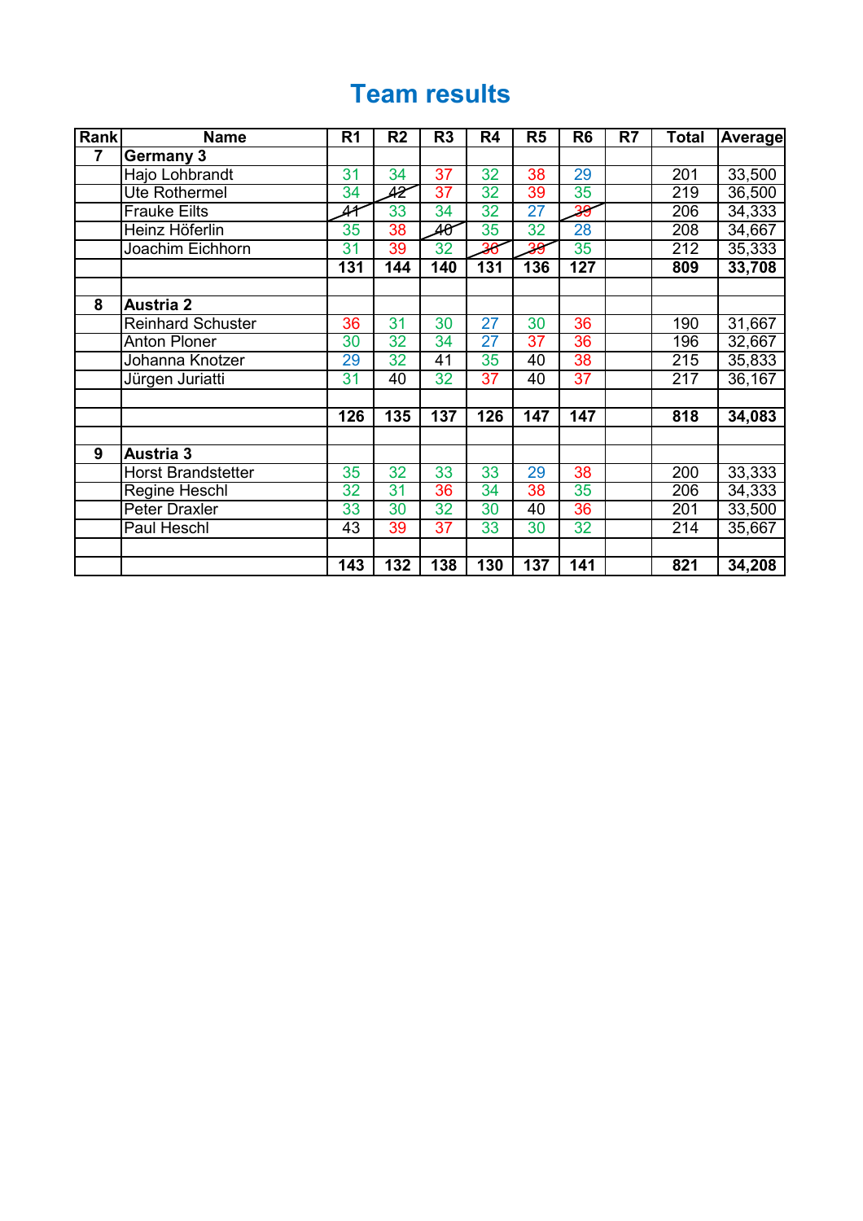# Team results

| Rank | Name | R1 | R2 | R3 | R4 | R5 | R6 | R7 | Total | Average |
|---|---|---|---|---|---|---|---|---|---|---|
| 7 | **Germany 3** | | | | | | | | | |
| | Hajo Lohbrandt | 31 | 34 | 37 | 32 | 38 | 29 | | 201 | 33,500 |
| | Ute Rothermel | 34 | ~~42~~ | 37 | 32 | 39 | 35 | | 219 | 36,500 |
| | Frauke Eilts | ~~41~~ | 33 | 34 | 32 | 27 | ~~39~~ | | 206 | 34,333 |
| | Heinz Höferlin | 35 | 38 | ~~40~~ | 35 | 32 | 28 | | 208 | 34,667 |
| | Joachim Eichhorn | 31 | 39 | 32 | ~~36~~ | ~~39~~ | 35 | | 212 | 35,333 |
| | | **131** | **144** | **140** | **131** | **136** | **127** | | **809** | **33,708** |
| | | | | | | | | | | |
| 8 | **Austria 2** | | | | | | | | | |
| | Reinhard Schuster | 36 | 31 | 30 | 27 | 30 | 36 | | 190 | 31,667 |
| | Anton Ploner | 30 | 32 | 34 | 27 | 37 | 36 | | 196 | 32,667 |
| | Johanna Knotzer | 29 | 32 | 41 | 35 | 40 | 38 | | 215 | 35,833 |
| | Jürgen Juriatti | 31 | 40 | 32 | 37 | 40 | 37 | | 217 | 36,167 |
| | | | | | | | | | | |
| | | **126** | **135** | **137** | **126** | **147** | **147** | | **818** | **34,083** |
| | | | | | | | | | | |
| 9 | **Austria 3** | | | | | | | | | |
| | Horst Brandstetter | 35 | 32 | 33 | 33 | 29 | 38 | | 200 | 33,333 |
| | Regine Heschl | 32 | 31 | 36 | 34 | 38 | 35 | | 206 | 34,333 |
| | Peter Draxler | 33 | 30 | 32 | 30 | 40 | 36 | | 201 | 33,500 |
| | Paul Heschl | 43 | 39 | 37 | 33 | 30 | 32 | | 214 | 35,667 |
| | | | | | | | | | | |
| | | **143** | **132** | **138** | **130** | **137** | **141** | | **821** | **34,208** |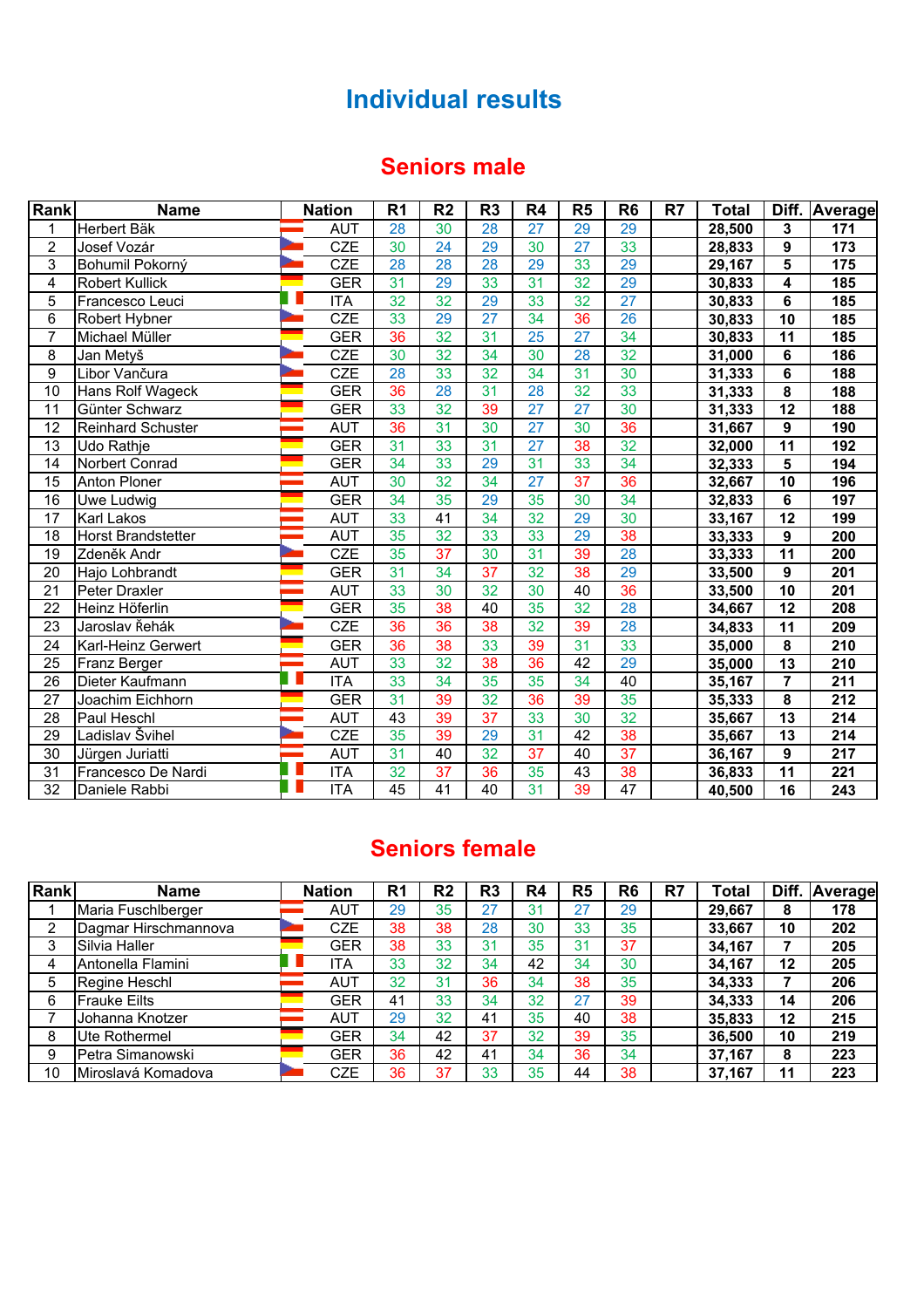# Individual results

## Seniors male

| Rank | Name | Nation | R1 | R2 | R3 | R4 | R5 | R6 | R7 | Total | Diff. | Average |
|---|---|---|---|---|---|---|---|---|---|---|---|---|
| 1 | Herbert Bäk | AUT | 28 | 30 | 28 | 27 | 29 | 29 | | 28,500 | 3 | 171 |
| 2 | Josef Vozár | CZE | 30 | 24 | 29 | 30 | 27 | 33 | | 28,833 | 9 | 173 |
| 3 | Bohumil Pokorný | CZE | 28 | 28 | 28 | 29 | 33 | 29 | | 29,167 | 5 | 175 |
| 4 | Robert Kullick | GER | 31 | 29 | 33 | 31 | 32 | 29 | | 30,833 | 4 | 185 |
| 5 | Francesco Leuci | ITA | 32 | 32 | 29 | 33 | 32 | 27 | | 30,833 | 6 | 185 |
| 6 | Robert Hybner | CZE | 33 | 29 | 27 | 34 | 36 | 26 | | 30,833 | 10 | 185 |
| 7 | Michael Müller | GER | 36 | 32 | 31 | 25 | 27 | 34 | | 30,833 | 11 | 185 |
| 8 | Jan Metyš | CZE | 30 | 32 | 34 | 30 | 28 | 32 | | 31,000 | 6 | 186 |
| 9 | Libor Vančura | CZE | 28 | 33 | 32 | 34 | 31 | 30 | | 31,333 | 6 | 188 |
| 10 | Hans Rolf Wageck | GER | 36 | 28 | 31 | 28 | 32 | 33 | | 31,333 | 8 | 188 |
| 11 | Günter Schwarz | GER | 33 | 32 | 39 | 27 | 27 | 30 | | 31,333 | 12 | 188 |
| 12 | Reinhard Schuster | AUT | 36 | 31 | 30 | 27 | 30 | 36 | | 31,667 | 9 | 190 |
| 13 | Udo Rathje | GER | 31 | 33 | 31 | 27 | 38 | 32 | | 32,000 | 11 | 192 |
| 14 | Norbert Conrad | GER | 34 | 33 | 29 | 31 | 33 | 34 | | 32,333 | 5 | 194 |
| 15 | Anton Ploner | AUT | 30 | 32 | 34 | 27 | 37 | 36 | | 32,667 | 10 | 196 |
| 16 | Uwe Ludwig | GER | 34 | 35 | 29 | 35 | 30 | 34 | | 32,833 | 6 | 197 |
| 17 | Karl Lakos | AUT | 33 | 41 | 34 | 32 | 29 | 30 | | 33,167 | 12 | 199 |
| 18 | Horst Brandstetter | AUT | 35 | 32 | 33 | 33 | 29 | 38 | | 33,333 | 9 | 200 |
| 19 | Zdeněk Andr | CZE | 35 | 37 | 30 | 31 | 39 | 28 | | 33,333 | 11 | 200 |
| 20 | Hajo Lohbrandt | GER | 31 | 34 | 37 | 32 | 38 | 29 | | 33,500 | 9 | 201 |
| 21 | Peter Draxler | AUT | 33 | 30 | 32 | 30 | 40 | 36 | | 33,500 | 10 | 201 |
| 22 | Heinz Höferlin | GER | 35 | 38 | 40 | 35 | 32 | 28 | | 34,667 | 12 | 208 |
| 23 | Jaroslav Řehák | CZE | 36 | 36 | 38 | 32 | 39 | 28 | | 34,833 | 11 | 209 |
| 24 | Karl-Heinz Gerwert | GER | 36 | 38 | 33 | 39 | 31 | 33 | | 35,000 | 8 | 210 |
| 25 | Franz Berger | AUT | 33 | 32 | 38 | 36 | 42 | 29 | | 35,000 | 13 | 210 |
| 26 | Dieter Kaufmann | ITA | 33 | 34 | 35 | 35 | 34 | 40 | | 35,167 | 7 | 211 |
| 27 | Joachim Eichhorn | GER | 31 | 39 | 32 | 36 | 39 | 35 | | 35,333 | 8 | 212 |
| 28 | Paul Heschl | AUT | 43 | 39 | 37 | 33 | 30 | 32 | | 35,667 | 13 | 214 |
| 29 | Ladislav Švihel | CZE | 35 | 39 | 29 | 31 | 42 | 38 | | 35,667 | 13 | 214 |
| 30 | Jürgen Juriatti | AUT | 31 | 40 | 32 | 37 | 40 | 37 | | 36,167 | 9 | 217 |
| 31 | Francesco De Nardi | ITA | 32 | 37 | 36 | 35 | 43 | 38 | | 36,833 | 11 | 221 |
| 32 | Daniele Rabbi | ITA | 45 | 41 | 40 | 31 | 39 | 47 | | 40,500 | 16 | 243 |

## Seniors female

| Rank | Name | Nation | R1 | R2 | R3 | R4 | R5 | R6 | R7 | Total | Diff. | Average |
|---|---|---|---|---|---|---|---|---|---|---|---|---|
| 1 | Maria Fuschlberger | AUT | 29 | 35 | 27 | 31 | 27 | 29 | | 29,667 | 8 | 178 |
| 2 | Dagmar Hirschmannova | CZE | 38 | 38 | 28 | 30 | 33 | 35 | | 33,667 | 10 | 202 |
| 3 | Silvia Haller | GER | 38 | 33 | 31 | 35 | 31 | 37 | | 34,167 | 7 | 205 |
| 4 | Antonella Flamini | ITA | 33 | 32 | 34 | 42 | 34 | 30 | | 34,167 | 12 | 205 |
| 5 | Regine Heschl | AUT | 32 | 31 | 36 | 34 | 38 | 35 | | 34,333 | 7 | 206 |
| 6 | Frauke Eilts | GER | 41 | 33 | 34 | 32 | 27 | 39 | | 34,333 | 14 | 206 |
| 7 | Johanna Knotzer | AUT | 29 | 32 | 41 | 35 | 40 | 38 | | 35,833 | 12 | 215 |
| 8 | Ute Rothermel | GER | 34 | 42 | 37 | 32 | 39 | 35 | | 36,500 | 10 | 219 |
| 9 | Petra Simanowski | GER | 36 | 42 | 41 | 34 | 36 | 34 | | 37,167 | 8 | 223 |
| 10 | Miroslavá Komadova | CZE | 36 | 37 | 33 | 35 | 44 | 38 | | 37,167 | 11 | 223 |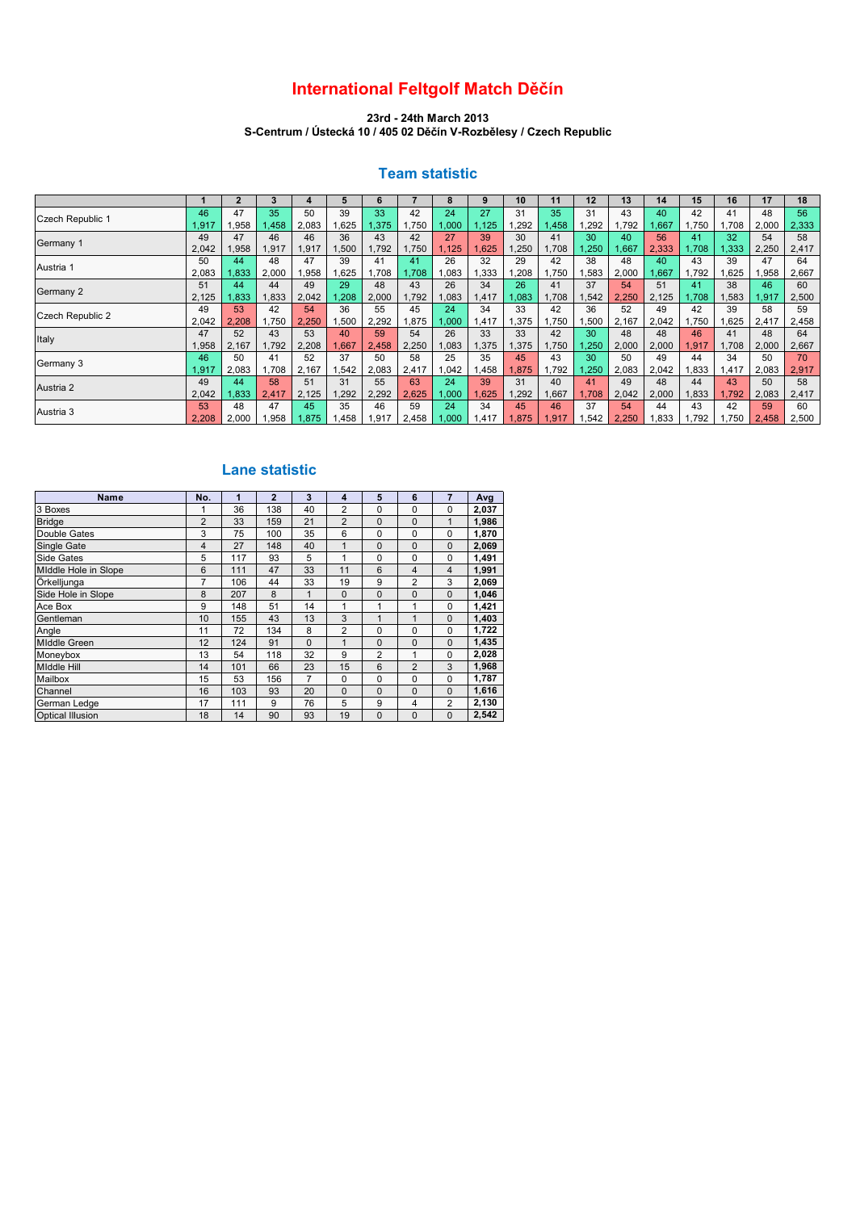# International Feltgolf Match Děčín

**23rd - 24th March 2013**
**S-Centrum / Ústecká 10 / 405 02 Děčín V-Rozbělesy / Czech Republic**

## Team statistic

| | 1 | 2 | 3 | 4 | 5 | 6 | 7 | 8 | 9 | 10 | 11 | 12 | 13 | 14 | 15 | 16 | 17 | 18 |
|---|---|---|---|---|---|---|---|---|---|---|---|---|---|---|---|---|---|---|
| Czech Republic 1 | 46 | 47 | 35 | 50 | 39 | 33 | 42 | 24 | 27 | 31 | 35 | 31 | 43 | 40 | 42 | 41 | 48 | 56 |
| | 1,917 | 1,958 | 1,458 | 2,083 | 1,625 | 1,375 | 1,750 | 1,000 | 1,125 | 1,292 | 1,458 | 1,292 | 1,792 | 1,667 | 1,750 | 1,708 | 2,000 | 2,333 |
| Germany 1 | 49 | 47 | 46 | 46 | 36 | 43 | 42 | 27 | 39 | 30 | 41 | 30 | 40 | 56 | 41 | 32 | 54 | 58 |
| | 2,042 | 1,958 | 1,917 | 1,917 | 1,500 | 1,792 | 1,750 | 1,125 | 1,625 | 1,250 | 1,708 | 1,250 | 1,667 | 2,333 | 1,708 | 1,333 | 2,250 | 2,417 |
| Austria 1 | 50 | 44 | 48 | 47 | 39 | 41 | 41 | 26 | 32 | 29 | 42 | 38 | 48 | 40 | 43 | 39 | 47 | 64 |
| | 2,083 | 1,833 | 2,000 | 1,958 | 1,625 | 1,708 | 1,708 | 1,083 | 1,333 | 1,208 | 1,750 | 1,583 | 2,000 | 1,667 | 1,792 | 1,625 | 1,958 | 2,667 |
| Germany 2 | 51 | 44 | 44 | 49 | 29 | 48 | 43 | 26 | 34 | 26 | 41 | 37 | 54 | 51 | 41 | 38 | 46 | 60 |
| | 2,125 | 1,833 | 1,833 | 2,042 | 1,208 | 2,000 | 1,792 | 1,083 | 1,417 | 1,083 | 1,708 | 1,542 | 2,250 | 2,125 | 1,708 | 1,583 | 1,917 | 2,500 |
| Czech Republic 2 | 49 | 53 | 42 | 54 | 36 | 55 | 45 | 24 | 34 | 33 | 42 | 36 | 52 | 49 | 42 | 39 | 58 | 59 |
| | 2,042 | 2,208 | 1,750 | 2,250 | 1,500 | 2,292 | 1,875 | 1,000 | 1,417 | 1,375 | 1,750 | 1,500 | 2,167 | 2,042 | 1,750 | 1,625 | 2,417 | 2,458 |
| Italy | 47 | 52 | 43 | 53 | 40 | 59 | 54 | 26 | 33 | 33 | 42 | 30 | 48 | 48 | 46 | 41 | 48 | 64 |
| | 1,958 | 2,167 | 1,792 | 2,208 | 1,667 | 2,458 | 2,250 | 1,083 | 1,375 | 1,375 | 1,750 | 1,250 | 2,000 | 2,000 | 1,917 | 1,708 | 2,000 | 2,667 |
| Germany 3 | 46 | 50 | 41 | 52 | 37 | 50 | 58 | 25 | 35 | 45 | 43 | 30 | 50 | 49 | 44 | 34 | 50 | 70 |
| | 1,917 | 2,083 | 1,708 | 2,167 | 1,542 | 2,083 | 2,417 | 1,042 | 1,458 | 1,875 | 1,792 | 1,250 | 2,083 | 2,042 | 1,833 | 1,417 | 2,083 | 2,917 |
| Austria 2 | 49 | 44 | 58 | 51 | 31 | 55 | 63 | 24 | 39 | 31 | 40 | 41 | 49 | 48 | 44 | 43 | 50 | 58 |
| | 2,042 | 1,833 | 2,417 | 2,125 | 1,292 | 2,292 | 2,625 | 1,000 | 1,625 | 1,292 | 1,667 | 1,708 | 2,042 | 2,000 | 1,833 | 1,792 | 2,083 | 2,417 |
| Austria 3 | 53 | 48 | 47 | 45 | 35 | 46 | 59 | 24 | 34 | 45 | 46 | 37 | 54 | 44 | 43 | 42 | 59 | 60 |
| | 2,208 | 2,000 | 1,958 | 1,875 | 1,458 | 1,917 | 2,458 | 1,000 | 1,417 | 1,875 | 1,917 | 1,542 | 2,250 | 1,833 | 1,792 | 1,750 | 2,458 | 2,500 |

## Lane statistic

| Name | No. | 1 | 2 | 3 | 4 | 5 | 6 | 7 | Avg |
|---|---|---|---|---|---|---|---|---|---|
| 3 Boxes | 1 | 36 | 138 | 40 | 2 | 0 | 0 | 0 | 2,037 |
| Bridge | 2 | 33 | 159 | 21 | 2 | 0 | 0 | 1 | 1,986 |
| Double Gates | 3 | 75 | 100 | 35 | 6 | 0 | 0 | 0 | 1,870 |
| Single Gate | 4 | 27 | 148 | 40 | 1 | 0 | 0 | 0 | 2,069 |
| Side Gates | 5 | 117 | 93 | 5 | 1 | 0 | 0 | 0 | 1,491 |
| MIddle Hole in Slope | 6 | 111 | 47 | 33 | 11 | 6 | 4 | 4 | 1,991 |
| Örkelljunga | 7 | 106 | 44 | 33 | 19 | 9 | 2 | 3 | 2,069 |
| Side Hole in Slope | 8 | 207 | 8 | 1 | 0 | 0 | 0 | 0 | 1,046 |
| Ace Box | 9 | 148 | 51 | 14 | 1 | 1 | 1 | 0 | 1,421 |
| Gentleman | 10 | 155 | 43 | 13 | 3 | 1 | 1 | 0 | 1,403 |
| Angle | 11 | 72 | 134 | 8 | 2 | 0 | 0 | 0 | 1,722 |
| MIddle Green | 12 | 124 | 91 | 0 | 1 | 0 | 0 | 0 | 1,435 |
| Moneybox | 13 | 54 | 118 | 32 | 9 | 2 | 1 | 0 | 2,028 |
| MIddle Hill | 14 | 101 | 66 | 23 | 15 | 6 | 2 | 3 | 1,968 |
| Mailbox | 15 | 53 | 156 | 7 | 0 | 0 | 0 | 0 | 1,787 |
| Channel | 16 | 103 | 93 | 20 | 0 | 0 | 0 | 0 | 1,616 |
| German Ledge | 17 | 111 | 9 | 76 | 5 | 9 | 4 | 2 | 2,130 |
| Optical Illusion | 18 | 14 | 90 | 93 | 19 | 0 | 0 | 0 | 2,542 |